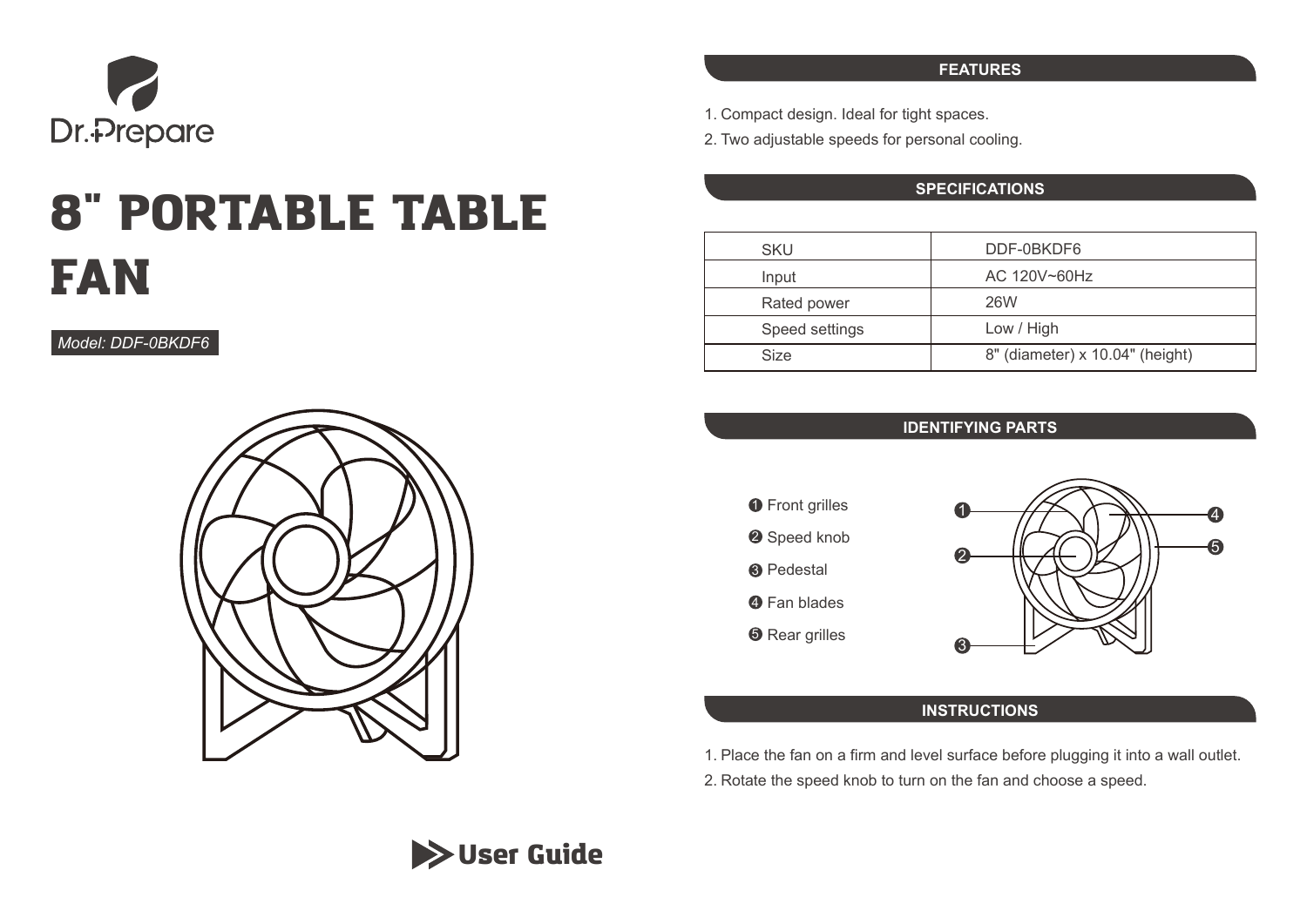Dr.Prepare

# 8" PORTABLE TABLE FAN

*Model: DDF-0BKDF6*

**User Guide**

## FEATURES

1. Compact design. Ideal for tight spaces.
2. Two adjustable speeds for personal cooling.

## SPECIFICATIONS

| | |
|---|---|
| SKU | DDF-0BKDF6 |
| Input | AC 120V~60Hz |
| Rated power | 26W |
| Speed settings | Low / High |
| Size | 8" (diameter) x 10.04" (height) |

## IDENTIFYING PARTS

1. Front grilles
2. Speed knob
3. Pedestal
4. Fan blades
5. Rear grilles

## INSTRUCTIONS

1. Place the fan on a firm and level surface before plugging it into a wall outlet.
2. Rotate the speed knob to turn on the fan and choose a speed.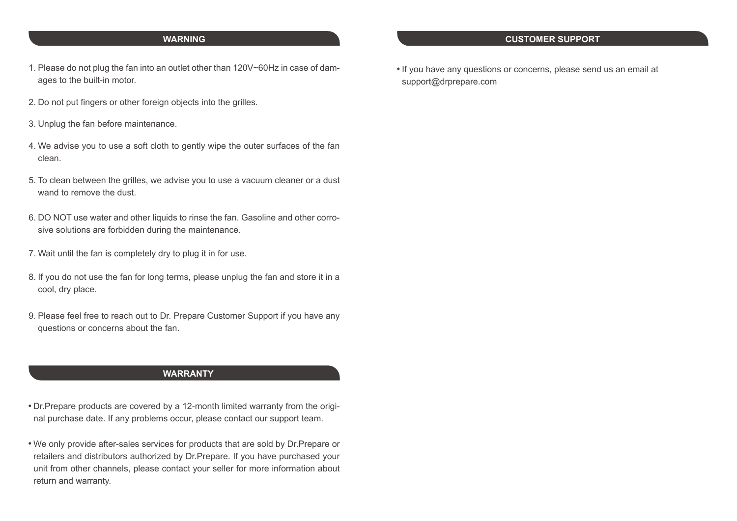## WARNING

1. Please do not plug the fan into an outlet other than 120V~60Hz in case of damages to the built-in motor.
2. Do not put fingers or other foreign objects into the grilles.
3. Unplug the fan before maintenance.
4. We advise you to use a soft cloth to gently wipe the outer surfaces of the fan clean.
5. To clean between the grilles, we advise you to use a vacuum cleaner or a dust wand to remove the dust.
6. DO NOT use water and other liquids to rinse the fan. Gasoline and other corrosive solutions are forbidden during the maintenance.
7. Wait until the fan is completely dry to plug it in for use.
8. If you do not use the fan for long terms, please unplug the fan and store it in a cool, dry place.
9. Please feel free to reach out to Dr. Prepare Customer Support if you have any questions or concerns about the fan.

## WARRANTY

- Dr.Prepare products are covered by a 12-month limited warranty from the original purchase date. If any problems occur, please contact our support team.
- We only provide after-sales services for products that are sold by Dr.Prepare or retailers and distributors authorized by Dr.Prepare. If you have purchased your unit from other channels, please contact your seller for more information about return and warranty.

## CUSTOMER SUPPORT

- If you have any questions or concerns, please send us an email at support@drprepare.com